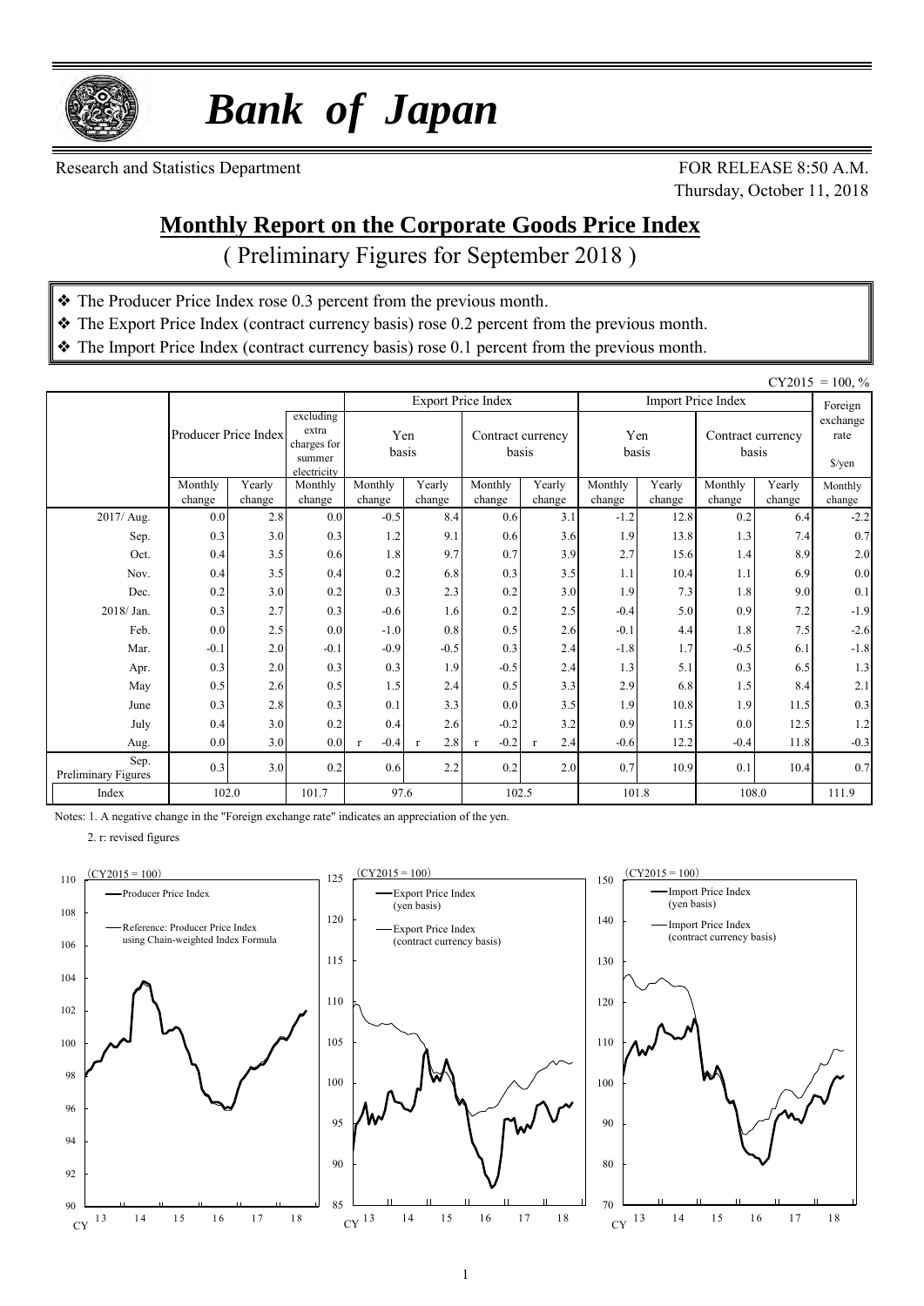# *Bank of Japan*

Research and Statistics Department

FOR RELEASE 8:50 A.M.
Thursday, October 11, 2018

## Monthly Report on the Corporate Goods Price Index

( Preliminary Figures for September 2018 )

- ❖ The Producer Price Index rose 0.3 percent from the previous month.
- ❖ The Export Price Index (contract currency basis) rose 0.2 percent from the previous month.
- ❖ The Import Price Index (contract currency basis) rose 0.1 percent from the previous month.

CY2015 = 100, %

| | Producer Price Index | | excluding extra charges for summer electricity | Export Price Index | | | | Import Price Index | | | | Foreign exchange rate |
|---|---|---|---|---|---|---|---|---|---|---|---|---|
| | | | | Yen basis | | Contract currency basis | | Yen basis | | Contract currency basis | | $/yen |
| | Monthly change | Yearly change | Monthly change | Monthly change | Yearly change | Monthly change | Yearly change | Monthly change | Yearly change | Monthly change | Yearly change | Monthly change |
| 2017/ Aug. | 0.0 | 2.8 | 0.0 | -0.5 | 8.4 | 0.6 | 3.1 | -1.2 | 12.8 | 0.2 | 6.4 | -2.2 |
| Sep. | 0.3 | 3.0 | 0.3 | 1.2 | 9.1 | 0.6 | 3.6 | 1.9 | 13.8 | 1.3 | 7.4 | 0.7 |
| Oct. | 0.4 | 3.5 | 0.6 | 1.8 | 9.7 | 0.7 | 3.9 | 2.7 | 15.6 | 1.4 | 8.9 | 2.0 |
| Nov. | 0.4 | 3.5 | 0.4 | 0.2 | 6.8 | 0.3 | 3.5 | 1.1 | 10.4 | 1.1 | 6.9 | 0.0 |
| Dec. | 0.2 | 3.0 | 0.2 | 0.3 | 2.3 | 0.2 | 3.0 | 1.9 | 7.3 | 1.8 | 9.0 | 0.1 |
| 2018/ Jan. | 0.3 | 2.7 | 0.3 | -0.6 | 1.6 | 0.2 | 2.5 | -0.4 | 5.0 | 0.9 | 7.2 | -1.9 |
| Feb. | 0.0 | 2.5 | 0.0 | -1.0 | 0.8 | 0.5 | 2.6 | -0.1 | 4.4 | 1.8 | 7.5 | -2.6 |
| Mar. | -0.1 | 2.0 | -0.1 | -0.9 | -0.5 | 0.3 | 2.4 | -1.8 | 1.7 | -0.5 | 6.1 | -1.8 |
| Apr. | 0.3 | 2.0 | 0.3 | 0.3 | 1.9 | -0.5 | 2.4 | 1.3 | 5.1 | 0.3 | 6.5 | 1.3 |
| May | 0.5 | 2.6 | 0.5 | 1.5 | 2.4 | 0.5 | 3.3 | 2.9 | 6.8 | 1.5 | 8.4 | 2.1 |
| June | 0.3 | 2.8 | 0.3 | 0.1 | 3.3 | 0.0 | 3.5 | 1.9 | 10.8 | 1.9 | 11.5 | 0.3 |
| July | 0.4 | 3.0 | 0.2 | 0.4 | 2.6 | -0.2 | 3.2 | 0.9 | 11.5 | 0.0 | 12.5 | 1.2 |
| Aug. | 0.0 | 3.0 | 0.0 | r -0.4 | r 2.8 | r -0.2 | r 2.4 | -0.6 | 12.2 | -0.4 | 11.8 | -0.3 |
| Sep. Preliminary Figures | 0.3 | 3.0 | 0.2 | 0.6 | 2.2 | 0.2 | 2.0 | 0.7 | 10.9 | 0.1 | 10.4 | 0.7 |
| Index | 102.0 | | 101.7 | 97.6 | | 102.5 | | 101.8 | | 108.0 | | 111.9 |

Notes: 1. A negative change in the "Foreign exchange rate" indicates an appreciation of the yen.

2. r: revised figures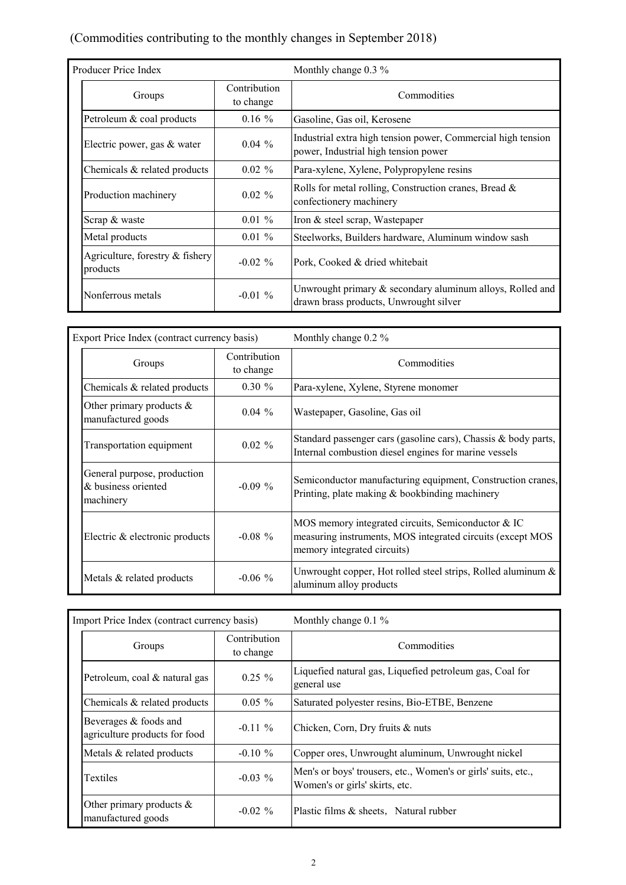(Commodities contributing to the monthly changes in September 2018)

| Producer Price Index | | Monthly change 0.3 % |
|---|---|---|
| Groups | Contribution to change | Commodities |
| Petroleum & coal products | 0.16 % | Gasoline, Gas oil, Kerosene |
| Electric power, gas & water | 0.04 % | Industrial extra high tension power, Commercial high tension power, Industrial high tension power |
| Chemicals & related products | 0.02 % | Para-xylene, Xylene, Polypropylene resins |
| Production machinery | 0.02 % | Rolls for metal rolling, Construction cranes, Bread & confectionery machinery |
| Scrap & waste | 0.01 % | Iron & steel scrap, Wastepaper |
| Metal products | 0.01 % | Steelworks, Builders hardware, Aluminum window sash |
| Agriculture, forestry & fishery products | -0.02 % | Pork, Cooked & dried whitebait |
| Nonferrous metals | -0.01 % | Unwrought primary & secondary aluminum alloys, Rolled and drawn brass products, Unwrought silver |

| Export Price Index (contract currency basis) | | Monthly change 0.2 % |
|---|---|---|
| Groups | Contribution to change | Commodities |
| Chemicals & related products | 0.30 % | Para-xylene, Xylene, Styrene monomer |
| Other primary products & manufactured goods | 0.04 % | Wastepaper, Gasoline, Gas oil |
| Transportation equipment | 0.02 % | Standard passenger cars (gasoline cars), Chassis & body parts, Internal combustion diesel engines for marine vessels |
| General purpose, production & business oriented machinery | -0.09 % | Semiconductor manufacturing equipment, Construction cranes, Printing, plate making & bookbinding machinery |
| Electric & electronic products | -0.08 % | MOS memory integrated circuits, Semiconductor & IC measuring instruments, MOS integrated circuits (except MOS memory integrated circuits) |
| Metals & related products | -0.06 % | Unwrought copper, Hot rolled steel strips, Rolled aluminum & aluminum alloy products |

| Import Price Index (contract currency basis) | | Monthly change 0.1 % |
|---|---|---|
| Groups | Contribution to change | Commodities |
| Petroleum, coal & natural gas | 0.25 % | Liquefied natural gas, Liquefied petroleum gas, Coal for general use |
| Chemicals & related products | 0.05 % | Saturated polyester resins, Bio-ETBE, Benzene |
| Beverages & foods and agriculture products for food | -0.11 % | Chicken, Corn, Dry fruits & nuts |
| Metals & related products | -0.10 % | Copper ores, Unwrought aluminum, Unwrought nickel |
| Textiles | -0.03 % | Men's or boys' trousers, etc., Women's or girls' suits, etc., Women's or girls' skirts, etc. |
| Other primary products & manufactured goods | -0.02 % | Plastic films & sheets, Natural rubber |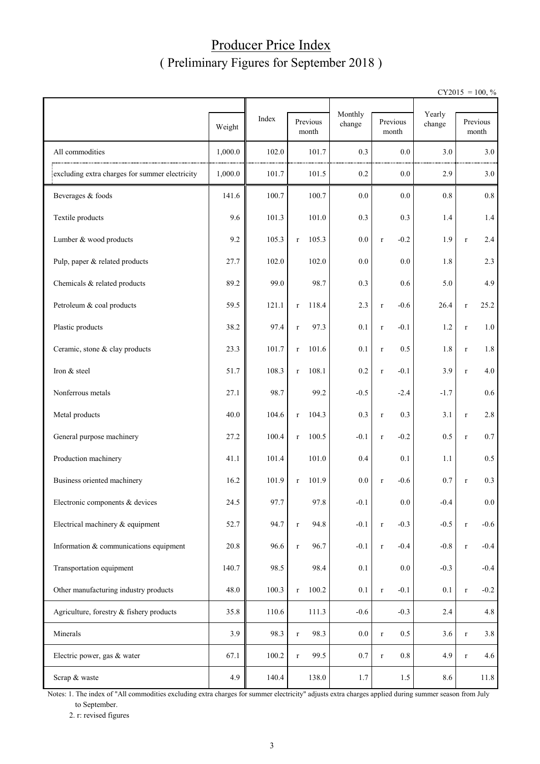# Producer Price Index
## ( Preliminary Figures for September 2018 )

CY2015 = 100, %

| | Weight | Index | Previous month | Monthly change | Previous month | Yearly change | Previous month |
|---|---|---|---|---|---|---|---|
| All commodities | 1,000.0 | 102.0 | 101.7 | 0.3 | 0.0 | 3.0 | 3.0 |
| excluding extra charges for summer electricity | 1,000.0 | 101.7 | 101.5 | 0.2 | 0.0 | 2.9 | 3.0 |
| Beverages & foods | 141.6 | 100.7 | 100.7 | 0.0 | 0.0 | 0.8 | 0.8 |
| Textile products | 9.6 | 101.3 | 101.0 | 0.3 | 0.3 | 1.4 | 1.4 |
| Lumber & wood products | 9.2 | 105.3 | r 105.3 | 0.0 | r -0.2 | 1.9 | r 2.4 |
| Pulp, paper & related products | 27.7 | 102.0 | 102.0 | 0.0 | 0.0 | 1.8 | 2.3 |
| Chemicals & related products | 89.2 | 99.0 | 98.7 | 0.3 | 0.6 | 5.0 | 4.9 |
| Petroleum & coal products | 59.5 | 121.1 | r 118.4 | 2.3 | r -0.6 | 26.4 | r 25.2 |
| Plastic products | 38.2 | 97.4 | r 97.3 | 0.1 | r -0.1 | 1.2 | r 1.0 |
| Ceramic, stone & clay products | 23.3 | 101.7 | r 101.6 | 0.1 | r 0.5 | 1.8 | r 1.8 |
| Iron & steel | 51.7 | 108.3 | r 108.1 | 0.2 | r -0.1 | 3.9 | r 4.0 |
| Nonferrous metals | 27.1 | 98.7 | 99.2 | -0.5 | -2.4 | -1.7 | 0.6 |
| Metal products | 40.0 | 104.6 | r 104.3 | 0.3 | r 0.3 | 3.1 | r 2.8 |
| General purpose machinery | 27.2 | 100.4 | r 100.5 | -0.1 | r -0.2 | 0.5 | r 0.7 |
| Production machinery | 41.1 | 101.4 | 101.0 | 0.4 | 0.1 | 1.1 | 0.5 |
| Business oriented machinery | 16.2 | 101.9 | r 101.9 | 0.0 | r -0.6 | 0.7 | r 0.3 |
| Electronic components & devices | 24.5 | 97.7 | 97.8 | -0.1 | 0.0 | -0.4 | 0.0 |
| Electrical machinery & equipment | 52.7 | 94.7 | r 94.8 | -0.1 | r -0.3 | -0.5 | r -0.6 |
| Information & communications equipment | 20.8 | 96.6 | r 96.7 | -0.1 | r -0.4 | -0.8 | r -0.4 |
| Transportation equipment | 140.7 | 98.5 | 98.4 | 0.1 | 0.0 | -0.3 | -0.4 |
| Other manufacturing industry products | 48.0 | 100.3 | r 100.2 | 0.1 | r -0.1 | 0.1 | r -0.2 |
| Agriculture, forestry & fishery products | 35.8 | 110.6 | 111.3 | -0.6 | -0.3 | 2.4 | 4.8 |
| Minerals | 3.9 | 98.3 | r 98.3 | 0.0 | r 0.5 | 3.6 | r 3.8 |
| Electric power, gas & water | 67.1 | 100.2 | r 99.5 | 0.7 | r 0.8 | 4.9 | r 4.6 |
| Scrap & waste | 4.9 | 140.4 | 138.0 | 1.7 | 1.5 | 8.6 | 11.8 |

Notes: 1. The index of "All commodities excluding extra charges for summer electricity" adjusts extra charges applied during summer season from July to September.

2. r: revised figures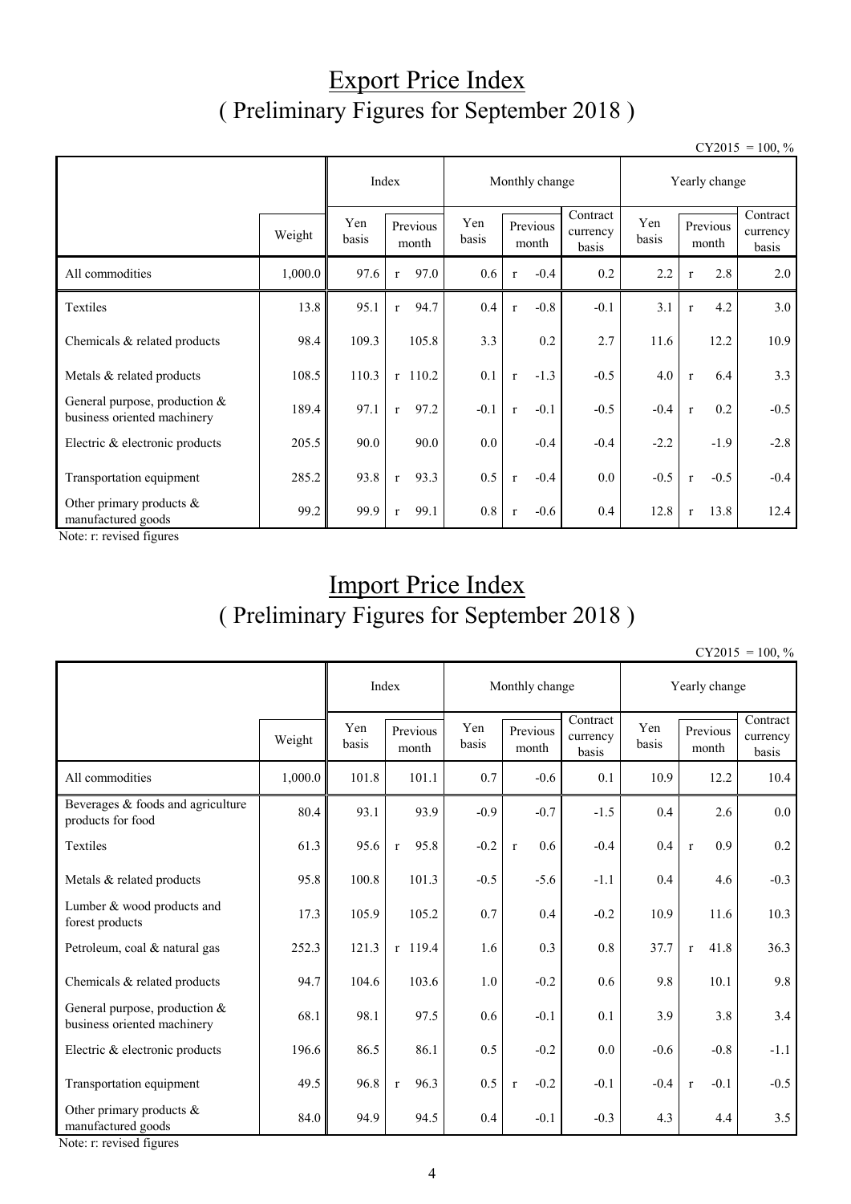# Export Price Index

## ( Preliminary Figures for September 2018 )

CY2015 = 100, %

| | Weight | Index | | Monthly change | | | Yearly change | | |
|---|---|---|---|---|---|---|---|---|---|
| | | Yen basis | Previous month | Yen basis | Previous month | Contract currency basis | Yen basis | Previous month | Contract currency basis |
| All commodities | 1,000.0 | 97.6 | r 97.0 | 0.6 | r -0.4 | 0.2 | 2.2 | r 2.8 | 2.0 |
| Textiles | 13.8 | 95.1 | r 94.7 | 0.4 | r -0.8 | -0.1 | 3.1 | r 4.2 | 3.0 |
| Chemicals & related products | 98.4 | 109.3 | 105.8 | 3.3 | 0.2 | 2.7 | 11.6 | 12.2 | 10.9 |
| Metals & related products | 108.5 | 110.3 | r 110.2 | 0.1 | r -1.3 | -0.5 | 4.0 | r 6.4 | 3.3 |
| General purpose, production & business oriented machinery | 189.4 | 97.1 | r 97.2 | -0.1 | r -0.1 | -0.5 | -0.4 | r 0.2 | -0.5 |
| Electric & electronic products | 205.5 | 90.0 | 90.0 | 0.0 | -0.4 | -0.4 | -2.2 | -1.9 | -2.8 |
| Transportation equipment | 285.2 | 93.8 | r 93.3 | 0.5 | r -0.4 | 0.0 | -0.5 | r -0.5 | -0.4 |
| Other primary products & manufactured goods | 99.2 | 99.9 | r 99.1 | 0.8 | r -0.6 | 0.4 | 12.8 | r 13.8 | 12.4 |

Note: r: revised figures

# Import Price Index

## ( Preliminary Figures for September 2018 )

CY2015 = 100, %

| | Weight | Index | | Monthly change | | | Yearly change | | |
|---|---|---|---|---|---|---|---|---|---|
| | | Yen basis | Previous month | Yen basis | Previous month | Contract currency basis | Yen basis | Previous month | Contract currency basis |
| All commodities | 1,000.0 | 101.8 | 101.1 | 0.7 | -0.6 | 0.1 | 10.9 | 12.2 | 10.4 |
| Beverages & foods and agriculture products for food | 80.4 | 93.1 | 93.9 | -0.9 | -0.7 | -1.5 | 0.4 | 2.6 | 0.0 |
| Textiles | 61.3 | 95.6 | r 95.8 | -0.2 | r 0.6 | -0.4 | 0.4 | r 0.9 | 0.2 |
| Metals & related products | 95.8 | 100.8 | 101.3 | -0.5 | -5.6 | -1.1 | 0.4 | 4.6 | -0.3 |
| Lumber & wood products and forest products | 17.3 | 105.9 | 105.2 | 0.7 | 0.4 | -0.2 | 10.9 | 11.6 | 10.3 |
| Petroleum, coal & natural gas | 252.3 | 121.3 | r 119.4 | 1.6 | 0.3 | 0.8 | 37.7 | r 41.8 | 36.3 |
| Chemicals & related products | 94.7 | 104.6 | 103.6 | 1.0 | -0.2 | 0.6 | 9.8 | 10.1 | 9.8 |
| General purpose, production & business oriented machinery | 68.1 | 98.1 | 97.5 | 0.6 | -0.1 | 0.1 | 3.9 | 3.8 | 3.4 |
| Electric & electronic products | 196.6 | 86.5 | 86.1 | 0.5 | -0.2 | 0.0 | -0.6 | -0.8 | -1.1 |
| Transportation equipment | 49.5 | 96.8 | r 96.3 | 0.5 | r -0.2 | -0.1 | -0.4 | r -0.1 | -0.5 |
| Other primary products & manufactured goods | 84.0 | 94.9 | 94.5 | 0.4 | -0.1 | -0.3 | 4.3 | 4.4 | 3.5 |

Note: r: revised figures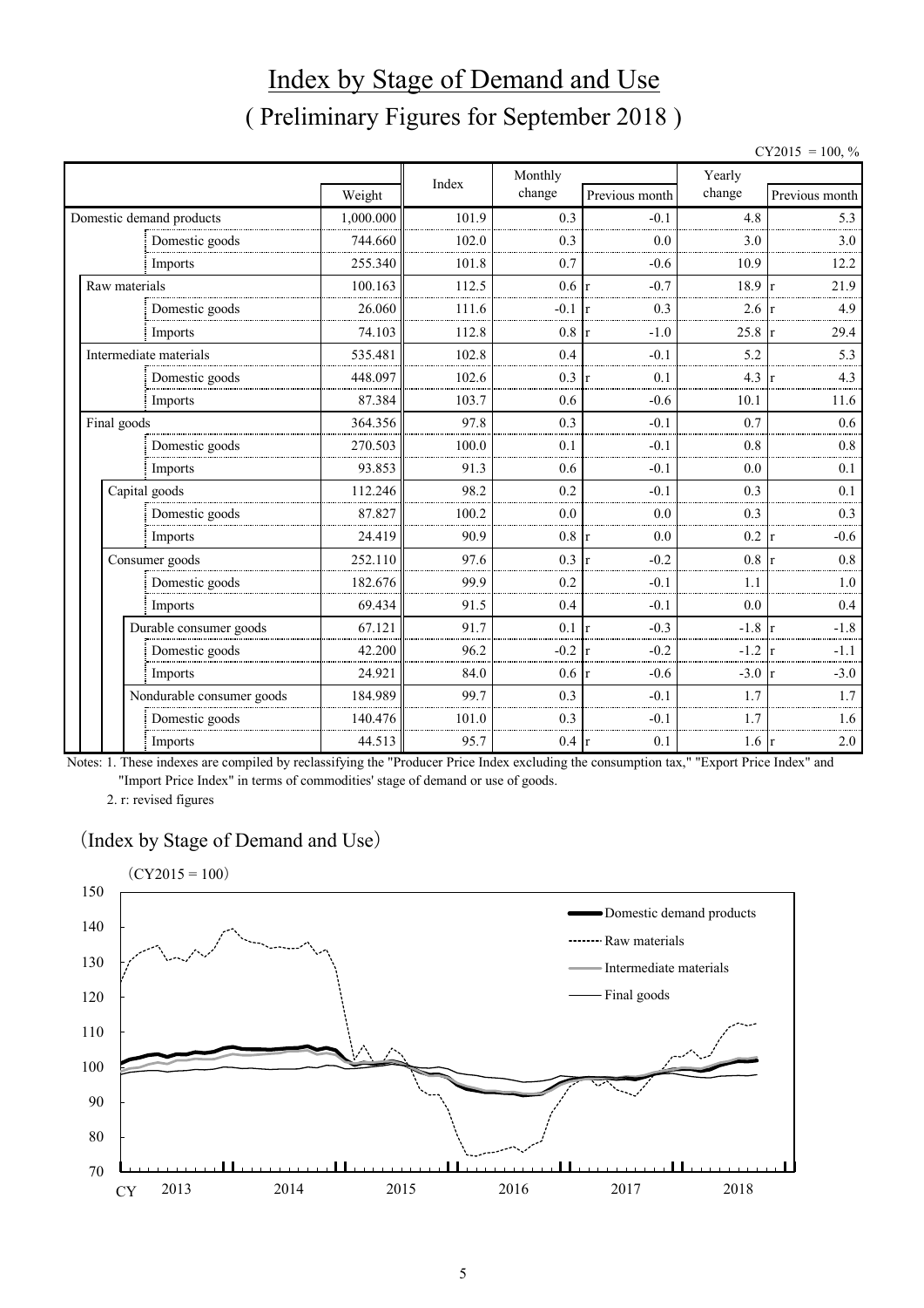# Index by Stage of Demand and Use

## ( Preliminary Figures for September 2018 )

CY2015 = 100, %

| | Weight | Index | Monthly change | Previous month | Yearly change | Previous month |
|---|---|---|---|---|---|---|
| Domestic demand products | 1,000.000 | 101.9 | 0.3 | -0.1 | 4.8 | 5.3 |
| Domestic goods | 744.660 | 102.0 | 0.3 | 0.0 | 3.0 | 3.0 |
| Imports | 255.340 | 101.8 | 0.7 | -0.6 | 10.9 | 12.2 |
| Raw materials | 100.163 | 112.5 | 0.6 | r -0.7 | 18.9 | r 21.9 |
| Domestic goods | 26.060 | 111.6 | -0.1 | r 0.3 | 2.6 | r 4.9 |
| Imports | 74.103 | 112.8 | 0.8 | r -1.0 | 25.8 | r 29.4 |
| Intermediate materials | 535.481 | 102.8 | 0.4 | -0.1 | 5.2 | 5.3 |
| Domestic goods | 448.097 | 102.6 | 0.3 | r 0.1 | 4.3 | r 4.3 |
| Imports | 87.384 | 103.7 | 0.6 | -0.6 | 10.1 | 11.6 |
| Final goods | 364.356 | 97.8 | 0.3 | -0.1 | 0.7 | 0.6 |
| Domestic goods | 270.503 | 100.0 | 0.1 | -0.1 | 0.8 | 0.8 |
| Imports | 93.853 | 91.3 | 0.6 | -0.1 | 0.0 | 0.1 |
| Capital goods | 112.246 | 98.2 | 0.2 | -0.1 | 0.3 | 0.1 |
| Domestic goods | 87.827 | 100.2 | 0.0 | 0.0 | 0.3 | 0.3 |
| Imports | 24.419 | 90.9 | 0.8 | r 0.0 | 0.2 | r -0.6 |
| Consumer goods | 252.110 | 97.6 | 0.3 | r -0.2 | 0.8 | r 0.8 |
| Domestic goods | 182.676 | 99.9 | 0.2 | -0.1 | 1.1 | 1.0 |
| Imports | 69.434 | 91.5 | 0.4 | -0.1 | 0.0 | 0.4 |
| Durable consumer goods | 67.121 | 91.7 | 0.1 | r -0.3 | -1.8 | r -1.8 |
| Domestic goods | 42.200 | 96.2 | -0.2 | r -0.2 | -1.2 | r -1.1 |
| Imports | 24.921 | 84.0 | 0.6 | r -0.6 | -3.0 | r -3.0 |
| Nondurable consumer goods | 184.989 | 99.7 | 0.3 | -0.1 | 1.7 | 1.7 |
| Domestic goods | 140.476 | 101.0 | 0.3 | -0.1 | 1.7 | 1.6 |
| Imports | 44.513 | 95.7 | 0.4 | r 0.1 | 1.6 | r 2.0 |

Notes: 1. These indexes are compiled by reclassifying the "Producer Price Index excluding the consumption tax," "Export Price Index" and "Import Price Index" in terms of commodities' stage of demand or use of goods.

2. r: revised figures

(Index by Stage of Demand and Use)

(CY2015 = 100)

Legend: Domestic demand products; Raw materials; Intermediate materials; Final goods

CY 2013, 2014, 2015, 2016, 2017, 2018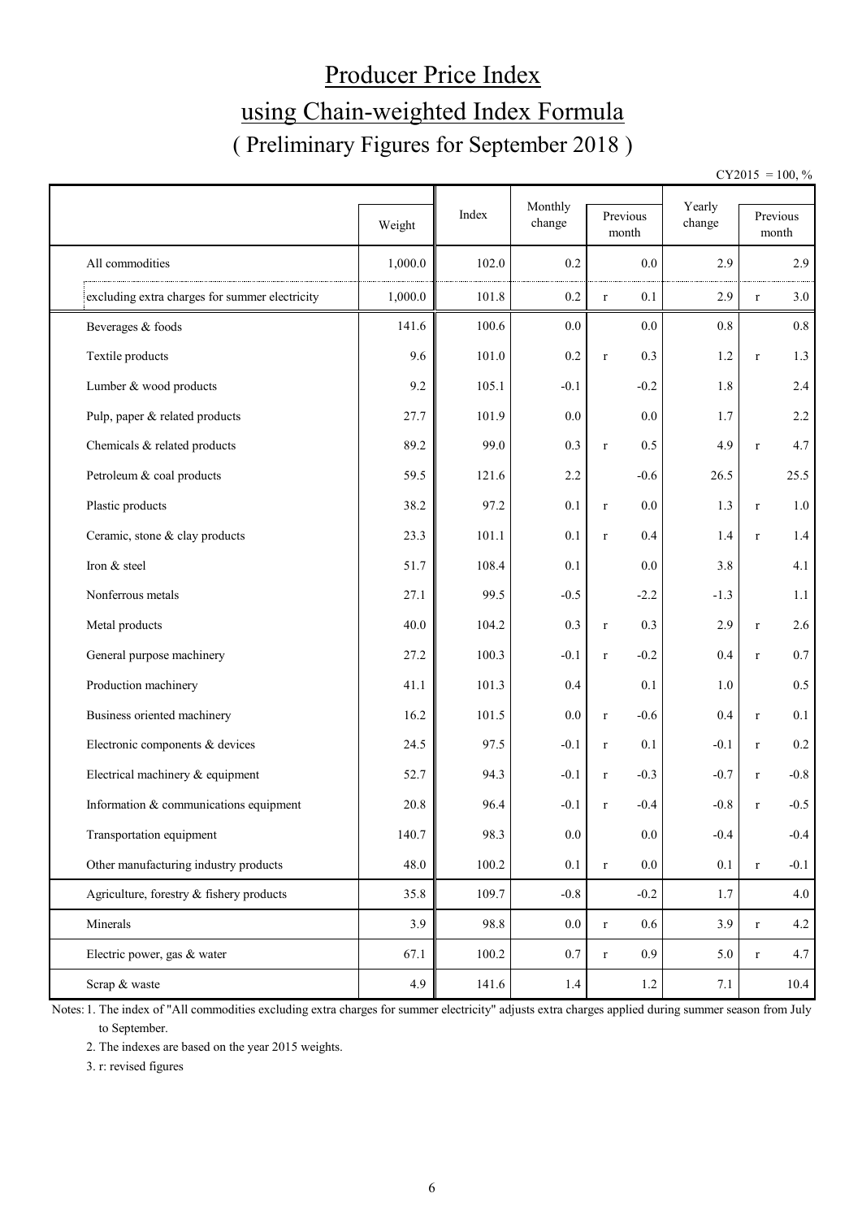# Producer Price Index

## using Chain-weighted Index Formula

### ( Preliminary Figures for September 2018 )

CY2015 = 100, %

| | Weight | Index | Monthly change | Previous month | Yearly change | Previous month |
|---|---|---|---|---|---|---|
| All commodities | 1,000.0 | 102.0 | 0.2 | 0.0 | 2.9 | 2.9 |
| excluding extra charges for summer electricity | 1,000.0 | 101.8 | 0.2 | r 0.1 | 2.9 | r 3.0 |
| Beverages & foods | 141.6 | 100.6 | 0.0 | 0.0 | 0.8 | 0.8 |
| Textile products | 9.6 | 101.0 | 0.2 | r 0.3 | 1.2 | r 1.3 |
| Lumber & wood products | 9.2 | 105.1 | -0.1 | -0.2 | 1.8 | 2.4 |
| Pulp, paper & related products | 27.7 | 101.9 | 0.0 | 0.0 | 1.7 | 2.2 |
| Chemicals & related products | 89.2 | 99.0 | 0.3 | r 0.5 | 4.9 | r 4.7 |
| Petroleum & coal products | 59.5 | 121.6 | 2.2 | -0.6 | 26.5 | 25.5 |
| Plastic products | 38.2 | 97.2 | 0.1 | r 0.0 | 1.3 | r 1.0 |
| Ceramic, stone & clay products | 23.3 | 101.1 | 0.1 | r 0.4 | 1.4 | r 1.4 |
| Iron & steel | 51.7 | 108.4 | 0.1 | 0.0 | 3.8 | 4.1 |
| Nonferrous metals | 27.1 | 99.5 | -0.5 | -2.2 | -1.3 | 1.1 |
| Metal products | 40.0 | 104.2 | 0.3 | r 0.3 | 2.9 | r 2.6 |
| General purpose machinery | 27.2 | 100.3 | -0.1 | r -0.2 | 0.4 | r 0.7 |
| Production machinery | 41.1 | 101.3 | 0.4 | 0.1 | 1.0 | 0.5 |
| Business oriented machinery | 16.2 | 101.5 | 0.0 | r -0.6 | 0.4 | r 0.1 |
| Electronic components & devices | 24.5 | 97.5 | -0.1 | r 0.1 | -0.1 | r 0.2 |
| Electrical machinery & equipment | 52.7 | 94.3 | -0.1 | r -0.3 | -0.7 | r -0.8 |
| Information & communications equipment | 20.8 | 96.4 | -0.1 | r -0.4 | -0.8 | r -0.5 |
| Transportation equipment | 140.7 | 98.3 | 0.0 | 0.0 | -0.4 | -0.4 |
| Other manufacturing industry products | 48.0 | 100.2 | 0.1 | r 0.0 | 0.1 | r -0.1 |
| Agriculture, forestry & fishery products | 35.8 | 109.7 | -0.8 | -0.2 | 1.7 | 4.0 |
| Minerals | 3.9 | 98.8 | 0.0 | r 0.6 | 3.9 | r 4.2 |
| Electric power, gas & water | 67.1 | 100.2 | 0.7 | r 0.9 | 5.0 | r 4.7 |
| Scrap & waste | 4.9 | 141.6 | 1.4 | 1.2 | 7.1 | 10.4 |

Notes: 1. The index of "All commodities excluding extra charges for summer electricity" adjusts extra charges applied during summer season from July to September.

2. The indexes are based on the year 2015 weights.

3. r: revised figures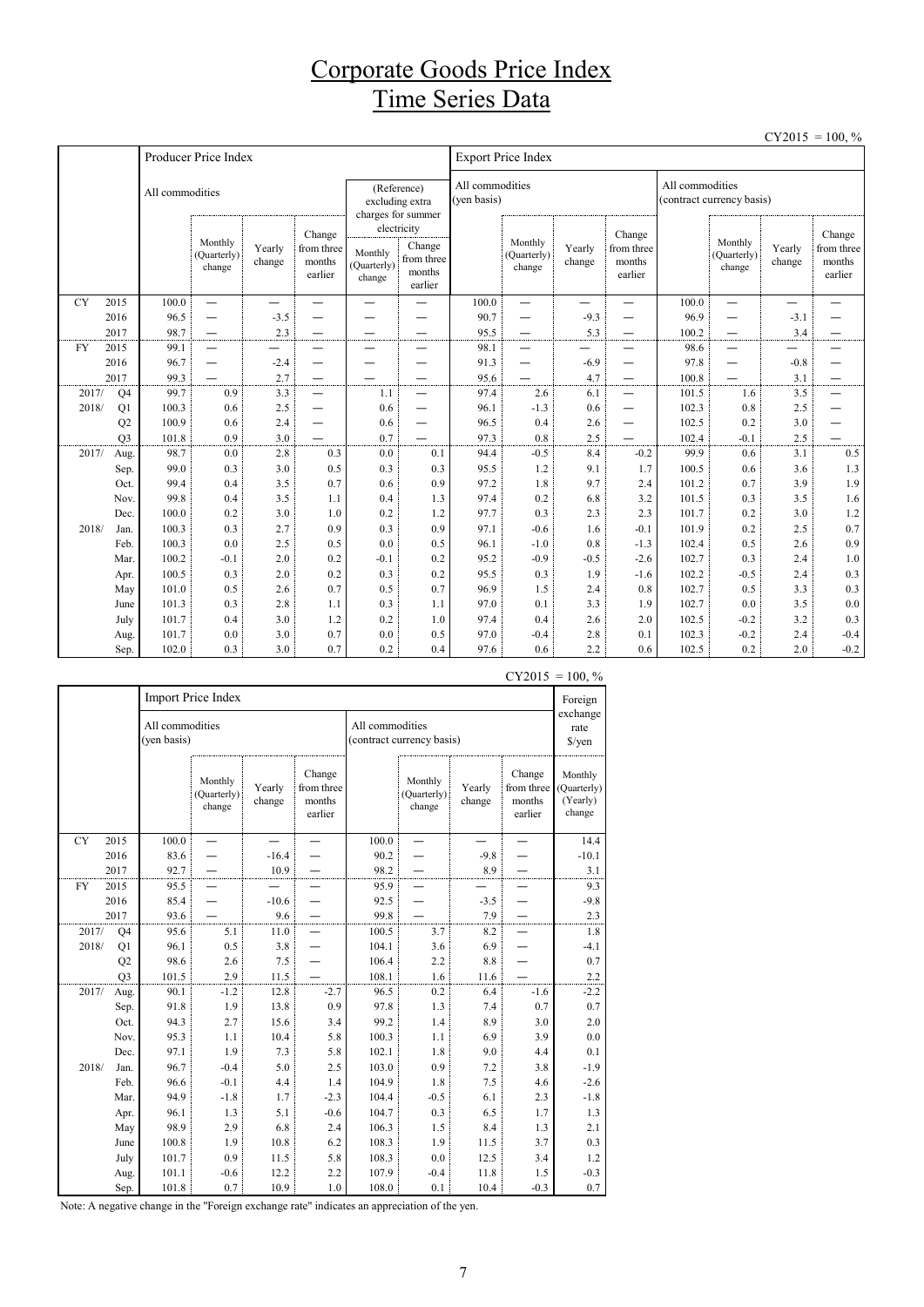# Corporate Goods Price Index
# Time Series Data

CY2015 = 100, %

| | | Producer Price Index | | | | | | Export Price Index | | | | | | | |
|---|---|---|---|---|---|---|---|---|---|---|---|---|---|---|---|
| | | All commodities | | | | (Reference) excluding extra charges for summer electricity | | All commodities (yen basis) | | | | All commodities (contract currency basis) | | | |
| | | | Monthly (Quarterly) change | Yearly change | Change from three months earlier | Monthly (Quarterly) change | Change from three months earlier | | Monthly (Quarterly) change | Yearly change | Change from three months earlier | | Monthly (Quarterly) change | Yearly change | Change from three months earlier |
| CY | 2015 | 100.0 | — | — | — | — | — | 100.0 | — | — | — | 100.0 | — | — | — |
| | 2016 | 96.5 | — | -3.5 | — | — | — | 90.7 | — | -9.3 | — | 96.9 | — | -3.1 | — |
| | 2017 | 98.7 | — | 2.3 | — | — | — | 95.5 | — | 5.3 | — | 100.2 | — | 3.4 | — |
| FY | 2015 | 99.1 | — | — | — | — | — | 98.1 | — | — | — | 98.6 | — | — | — |
| | 2016 | 96.7 | — | -2.4 | — | — | — | 91.3 | — | -6.9 | — | 97.8 | — | -0.8 | — |
| | 2017 | 99.3 | — | 2.7 | — | — | — | 95.6 | — | 4.7 | — | 100.8 | — | 3.1 | — |
| 2017/ | Q4 | 99.7 | 0.9 | 3.3 | — | 1.1 | — | 97.4 | 2.6 | 6.1 | — | 101.5 | 1.6 | 3.5 | — |
| 2018/ | Q1 | 100.3 | 0.6 | 2.5 | — | 0.6 | — | 96.1 | -1.3 | 0.6 | — | 102.3 | 0.8 | 2.5 | — |
| | Q2 | 100.9 | 0.6 | 2.4 | — | 0.6 | — | 96.5 | 0.4 | 2.6 | — | 102.5 | 0.2 | 3.0 | — |
| | Q3 | 101.8 | 0.9 | 3.0 | — | 0.7 | — | 97.3 | 0.8 | 2.5 | — | 102.4 | -0.1 | 2.5 | — |
| 2017/ | Aug. | 98.7 | 0.0 | 2.8 | 0.3 | 0.0 | 0.1 | 94.4 | -0.5 | 8.4 | -0.2 | 99.9 | 0.6 | 3.1 | 0.5 |
| | Sep. | 99.0 | 0.3 | 3.0 | 0.5 | 0.3 | 0.3 | 95.5 | 1.2 | 9.1 | 1.7 | 100.5 | 0.6 | 3.6 | 1.3 |
| | Oct. | 99.4 | 0.4 | 3.5 | 0.7 | 0.6 | 0.9 | 97.2 | 1.8 | 9.7 | 2.4 | 101.2 | 0.7 | 3.9 | 1.9 |
| | Nov. | 99.8 | 0.4 | 3.5 | 1.1 | 0.4 | 1.3 | 97.4 | 0.2 | 6.8 | 3.2 | 101.5 | 0.3 | 3.5 | 1.6 |
| | Dec. | 100.0 | 0.2 | 3.0 | 1.0 | 0.2 | 1.2 | 97.7 | 0.3 | 2.3 | 2.3 | 101.7 | 0.2 | 3.0 | 1.2 |
| 2018/ | Jan. | 100.3 | 0.3 | 2.7 | 0.9 | 0.3 | 0.9 | 97.1 | -0.6 | 1.6 | -0.1 | 101.9 | 0.2 | 2.5 | 0.7 |
| | Feb. | 100.3 | 0.0 | 2.5 | 0.5 | 0.0 | 0.5 | 96.1 | -1.0 | 0.8 | -1.3 | 102.4 | 0.5 | 2.6 | 0.9 |
| | Mar. | 100.2 | -0.1 | 2.0 | 0.2 | -0.1 | 0.2 | 95.2 | -0.9 | -0.5 | -2.6 | 102.7 | 0.3 | 2.4 | 1.0 |
| | Apr. | 100.5 | 0.3 | 2.0 | 0.2 | 0.3 | 0.2 | 95.5 | 0.3 | 1.9 | -1.6 | 102.2 | -0.5 | 2.4 | 0.3 |
| | May | 101.0 | 0.5 | 2.6 | 0.7 | 0.5 | 0.7 | 96.9 | 1.5 | 2.4 | 0.8 | 102.7 | 0.5 | 3.3 | 0.3 |
| | June | 101.3 | 0.3 | 2.8 | 1.1 | 0.3 | 1.1 | 97.0 | 0.1 | 3.3 | 1.9 | 102.7 | 0.0 | 3.5 | 0.0 |
| | July | 101.7 | 0.4 | 3.0 | 1.2 | 0.2 | 1.0 | 97.4 | 0.4 | 2.6 | 2.0 | 102.5 | -0.2 | 3.2 | 0.3 |
| | Aug. | 101.7 | 0.0 | 3.0 | 0.7 | 0.0 | 0.5 | 97.0 | -0.4 | 2.8 | 0.1 | 102.3 | -0.2 | 2.4 | -0.4 |
| | Sep. | 102.0 | 0.3 | 3.0 | 0.7 | 0.2 | 0.4 | 97.6 | 0.6 | 2.2 | 0.6 | 102.5 | 0.2 | 2.0 | -0.2 |

CY2015 = 100, %

| | | Import Price Index | | | | | | | | Foreign exchange rate $/yen |
|---|---|---|---|---|---|---|---|---|---|---|
| | | All commodities (yen basis) | | | | All commodities (contract currency basis) | | | | |
| | | | Monthly (Quarterly) change | Yearly change | Change from three months earlier | | Monthly (Quarterly) change | Yearly change | Change from three months earlier | Monthly (Quarterly) (Yearly) change |
| CY | 2015 | 100.0 | — | — | — | 100.0 | — | — | — | 14.4 |
| | 2016 | 83.6 | — | -16.4 | — | 90.2 | — | -9.8 | — | -10.1 |
| | 2017 | 92.7 | — | 10.9 | — | 98.2 | — | 8.9 | — | 3.1 |
| FY | 2015 | 95.5 | — | — | — | 95.9 | — | — | — | 9.3 |
| | 2016 | 85.4 | — | -10.6 | — | 92.5 | — | -3.5 | — | -9.8 |
| | 2017 | 93.6 | — | 9.6 | — | 99.8 | — | 7.9 | — | 2.3 |
| 2017/ | Q4 | 95.6 | 5.1 | 11.0 | — | 100.5 | 3.7 | 8.2 | — | 1.8 |
| 2018/ | Q1 | 96.1 | 0.5 | 3.8 | — | 104.1 | 3.6 | 6.9 | — | -4.1 |
| | Q2 | 98.6 | 2.6 | 7.5 | — | 106.4 | 2.2 | 8.8 | — | 0.7 |
| | Q3 | 101.5 | 2.9 | 11.5 | — | 108.1 | 1.6 | 11.6 | — | 2.2 |
| 2017/ | Aug. | 90.1 | -1.2 | 12.8 | -2.7 | 96.5 | 0.2 | 6.4 | -1.6 | -2.2 |
| | Sep. | 91.8 | 1.9 | 13.8 | 0.9 | 97.8 | 1.3 | 7.4 | 0.7 | 0.7 |
| | Oct. | 94.3 | 2.7 | 15.6 | 3.4 | 99.2 | 1.4 | 8.9 | 3.0 | 2.0 |
| | Nov. | 95.3 | 1.1 | 10.4 | 5.8 | 100.3 | 1.1 | 6.9 | 3.9 | 0.0 |
| | Dec. | 97.1 | 1.9 | 7.3 | 5.8 | 102.1 | 1.8 | 9.0 | 4.4 | 0.1 |
| 2018/ | Jan. | 96.7 | -0.4 | 5.0 | 2.5 | 103.0 | 0.9 | 7.2 | 3.8 | -1.9 |
| | Feb. | 96.6 | -0.1 | 4.4 | 1.4 | 104.9 | 1.8 | 7.5 | 4.6 | -2.6 |
| | Mar. | 94.9 | -1.8 | 1.7 | -2.3 | 104.4 | -0.5 | 6.1 | 2.3 | -1.8 |
| | Apr. | 96.1 | 1.3 | 5.1 | -0.6 | 104.7 | 0.3 | 6.5 | 1.7 | 1.3 |
| | May | 98.9 | 2.9 | 6.8 | 2.4 | 106.3 | 1.5 | 8.4 | 1.3 | 2.1 |
| | June | 100.8 | 1.9 | 10.8 | 6.2 | 108.3 | 1.9 | 11.5 | 3.7 | 0.3 |
| | July | 101.7 | 0.9 | 11.5 | 5.8 | 108.3 | 0.0 | 12.5 | 3.4 | 1.2 |
| | Aug. | 101.1 | -0.6 | 12.2 | 2.2 | 107.9 | -0.4 | 11.8 | 1.5 | -0.3 |
| | Sep. | 101.8 | 0.7 | 10.9 | 1.0 | 108.0 | 0.1 | 10.4 | -0.3 | 0.7 |

Note: A negative change in the "Foreign exchange rate" indicates an appreciation of the yen.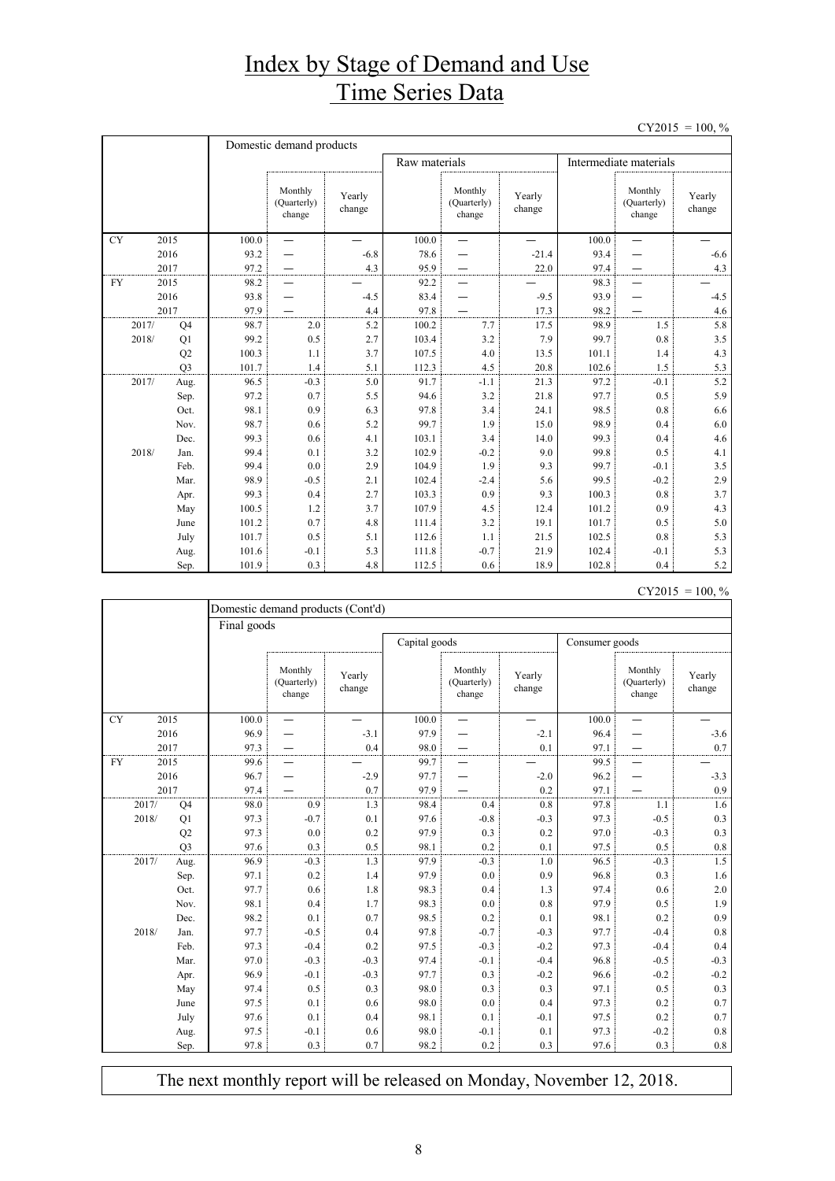# Index by Stage of Demand and Use
# Time Series Data

CY2015 = 100, %

| | | Domestic demand products | | | | | | | | |
|---|---|---|---|---|---|---|---|---|---|---|
| | | | | | Raw materials | | | Intermediate materials | | |
| | | | Monthly (Quarterly) change | Yearly change | | Monthly (Quarterly) change | Yearly change | | Monthly (Quarterly) change | Yearly change |
| CY | 2015 | 100.0 | ― | ― | 100.0 | ― | ― | 100.0 | ― | ― |
| | 2016 | 93.2 | ― | -6.8 | 78.6 | ― | -21.4 | 93.4 | ― | -6.6 |
| | 2017 | 97.2 | ― | 4.3 | 95.9 | ― | 22.0 | 97.4 | ― | 4.3 |
| FY | 2015 | 98.2 | ― | ― | 92.2 | ― | ― | 98.3 | ― | ― |
| | 2016 | 93.8 | ― | -4.5 | 83.4 | ― | -9.5 | 93.9 | ― | -4.5 |
| | 2017 | 97.9 | ― | 4.4 | 97.8 | ― | 17.3 | 98.2 | ― | 4.6 |
| 2017/ | Q4 | 98.7 | 2.0 | 5.2 | 100.2 | 7.7 | 17.5 | 98.9 | 1.5 | 5.8 |
| 2018/ | Q1 | 99.2 | 0.5 | 2.7 | 103.4 | 3.2 | 7.9 | 99.7 | 0.8 | 3.5 |
| | Q2 | 100.3 | 1.1 | 3.7 | 107.5 | 4.0 | 13.5 | 101.1 | 1.4 | 4.3 |
| | Q3 | 101.7 | 1.4 | 5.1 | 112.3 | 4.5 | 20.8 | 102.6 | 1.5 | 5.3 |
| 2017/ | Aug. | 96.5 | -0.3 | 5.0 | 91.7 | -1.1 | 21.3 | 97.2 | -0.1 | 5.2 |
| | Sep. | 97.2 | 0.7 | 5.5 | 94.6 | 3.2 | 21.8 | 97.7 | 0.5 | 5.9 |
| | Oct. | 98.1 | 0.9 | 6.3 | 97.8 | 3.4 | 24.1 | 98.5 | 0.8 | 6.6 |
| | Nov. | 98.7 | 0.6 | 5.2 | 99.7 | 1.9 | 15.0 | 98.9 | 0.4 | 6.0 |
| | Dec. | 99.3 | 0.6 | 4.1 | 103.1 | 3.4 | 14.0 | 99.3 | 0.4 | 4.6 |
| 2018/ | Jan. | 99.4 | 0.1 | 3.2 | 102.9 | -0.2 | 9.0 | 99.8 | 0.5 | 4.1 |
| | Feb. | 99.4 | 0.0 | 2.9 | 104.9 | 1.9 | 9.3 | 99.7 | -0.1 | 3.5 |
| | Mar. | 98.9 | -0.5 | 2.1 | 102.4 | -2.4 | 5.6 | 99.5 | -0.2 | 2.9 |
| | Apr. | 99.3 | 0.4 | 2.7 | 103.3 | 0.9 | 9.3 | 100.3 | 0.8 | 3.7 |
| | May | 100.5 | 1.2 | 3.7 | 107.9 | 4.5 | 12.4 | 101.2 | 0.9 | 4.3 |
| | June | 101.2 | 0.7 | 4.8 | 111.4 | 3.2 | 19.1 | 101.7 | 0.5 | 5.0 |
| | July | 101.7 | 0.5 | 5.1 | 112.6 | 1.1 | 21.5 | 102.5 | 0.8 | 5.3 |
| | Aug. | 101.6 | -0.1 | 5.3 | 111.8 | -0.7 | 21.9 | 102.4 | -0.1 | 5.3 |
| | Sep. | 101.9 | 0.3 | 4.8 | 112.5 | 0.6 | 18.9 | 102.8 | 0.4 | 5.2 |

CY2015 = 100, %

| | | Domestic demand products (Cont'd) | | | | | | | | |
|---|---|---|---|---|---|---|---|---|---|---|
| | | Final goods | | | | | | | | |
| | | | | | Capital goods | | | Consumer goods | | |
| | | | Monthly (Quarterly) change | Yearly change | | Monthly (Quarterly) change | Yearly change | | Monthly (Quarterly) change | Yearly change |
| CY | 2015 | 100.0 | ― | ― | 100.0 | ― | ― | 100.0 | ― | ― |
| | 2016 | 96.9 | ― | -3.1 | 97.9 | ― | -2.1 | 96.4 | ― | -3.6 |
| | 2017 | 97.3 | ― | 0.4 | 98.0 | ― | 0.1 | 97.1 | ― | 0.7 |
| FY | 2015 | 99.6 | ― | ― | 99.7 | ― | ― | 99.5 | ― | ― |
| | 2016 | 96.7 | ― | -2.9 | 97.7 | ― | -2.0 | 96.2 | ― | -3.3 |
| | 2017 | 97.4 | ― | 0.7 | 97.9 | ― | 0.2 | 97.1 | ― | 0.9 |
| 2017/ | Q4 | 98.0 | 0.9 | 1.3 | 98.4 | 0.4 | 0.8 | 97.8 | 1.1 | 1.6 |
| 2018/ | Q1 | 97.3 | -0.7 | 0.1 | 97.6 | -0.8 | -0.3 | 97.3 | -0.5 | 0.3 |
| | Q2 | 97.3 | 0.0 | 0.2 | 97.9 | 0.3 | 0.2 | 97.0 | -0.3 | 0.3 |
| | Q3 | 97.6 | 0.3 | 0.5 | 98.1 | 0.2 | 0.1 | 97.5 | 0.5 | 0.8 |
| 2017/ | Aug. | 96.9 | -0.3 | 1.3 | 97.9 | -0.3 | 1.0 | 96.5 | -0.3 | 1.5 |
| | Sep. | 97.1 | 0.2 | 1.4 | 97.9 | 0.0 | 0.9 | 96.8 | 0.3 | 1.6 |
| | Oct. | 97.7 | 0.6 | 1.8 | 98.3 | 0.4 | 1.3 | 97.4 | 0.6 | 2.0 |
| | Nov. | 98.1 | 0.4 | 1.7 | 98.3 | 0.0 | 0.8 | 97.9 | 0.5 | 1.9 |
| | Dec. | 98.2 | 0.1 | 0.7 | 98.5 | 0.2 | 0.1 | 98.1 | 0.2 | 0.9 |
| 2018/ | Jan. | 97.7 | -0.5 | 0.4 | 97.8 | -0.7 | -0.3 | 97.7 | -0.4 | 0.8 |
| | Feb. | 97.3 | -0.4 | 0.2 | 97.5 | -0.3 | -0.2 | 97.3 | -0.4 | 0.4 |
| | Mar. | 97.0 | -0.3 | -0.3 | 97.4 | -0.1 | -0.4 | 96.8 | -0.5 | -0.3 |
| | Apr. | 96.9 | -0.1 | -0.3 | 97.7 | 0.3 | -0.2 | 96.6 | -0.2 | -0.2 |
| | May | 97.4 | 0.5 | 0.3 | 98.0 | 0.3 | 0.3 | 97.1 | 0.5 | 0.3 |
| | June | 97.5 | 0.1 | 0.6 | 98.0 | 0.0 | 0.4 | 97.3 | 0.2 | 0.7 |
| | July | 97.6 | 0.1 | 0.4 | 98.1 | 0.1 | -0.1 | 97.5 | 0.2 | 0.7 |
| | Aug. | 97.5 | -0.1 | 0.6 | 98.0 | -0.1 | 0.1 | 97.3 | -0.2 | 0.8 |
| | Sep. | 97.8 | 0.3 | 0.7 | 98.2 | 0.2 | 0.3 | 97.6 | 0.3 | 0.8 |

The next monthly report will be released on Monday, November 12, 2018.